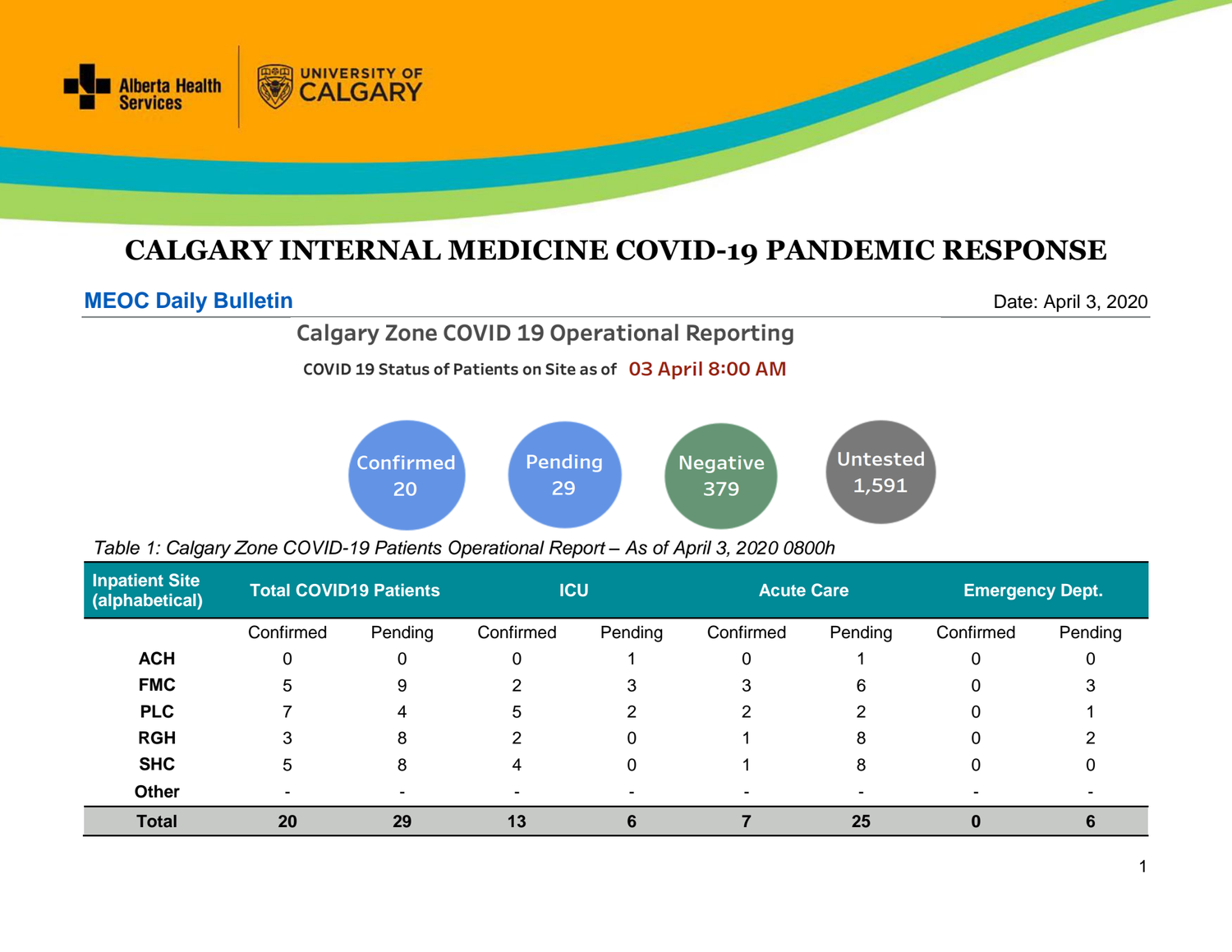Alberta Health Services | University of Calgary

# CALGARY INTERNAL MEDICINE COVID-19 PANDEMIC RESPONSE

**MEOC Daily Bulletin**

Date: April 3, 2020

## Calgary Zone COVID 19 Operational Reporting

**COVID 19 Status of Patients on Site as of 03 April 8:00 AM**

Confirmed 20

Pending 29

Negative 379

Untested 1,591

*Table 1: Calgary Zone COVID-19 Patients Operational Report – As of April 3, 2020 0800h*

| Inpatient Site (alphabetical) | Total COVID19 Patients | | ICU | | Acute Care | | Emergency Dept. | |
|---|---|---|---|---|---|---|---|---|
| | Confirmed | Pending | Confirmed | Pending | Confirmed | Pending | Confirmed | Pending |
| ACH | 0 | 0 | 0 | 1 | 0 | 1 | 0 | 0 |
| FMC | 5 | 9 | 2 | 3 | 3 | 6 | 0 | 3 |
| PLC | 7 | 4 | 5 | 2 | 2 | 2 | 0 | 1 |
| RGH | 3 | 8 | 2 | 0 | 1 | 8 | 0 | 2 |
| SHC | 5 | 8 | 4 | 0 | 1 | 8 | 0 | 0 |
| Other | - | - | - | - | - | - | - | - |
| **Total** | **20** | **29** | **13** | **6** | **7** | **25** | **0** | **6** |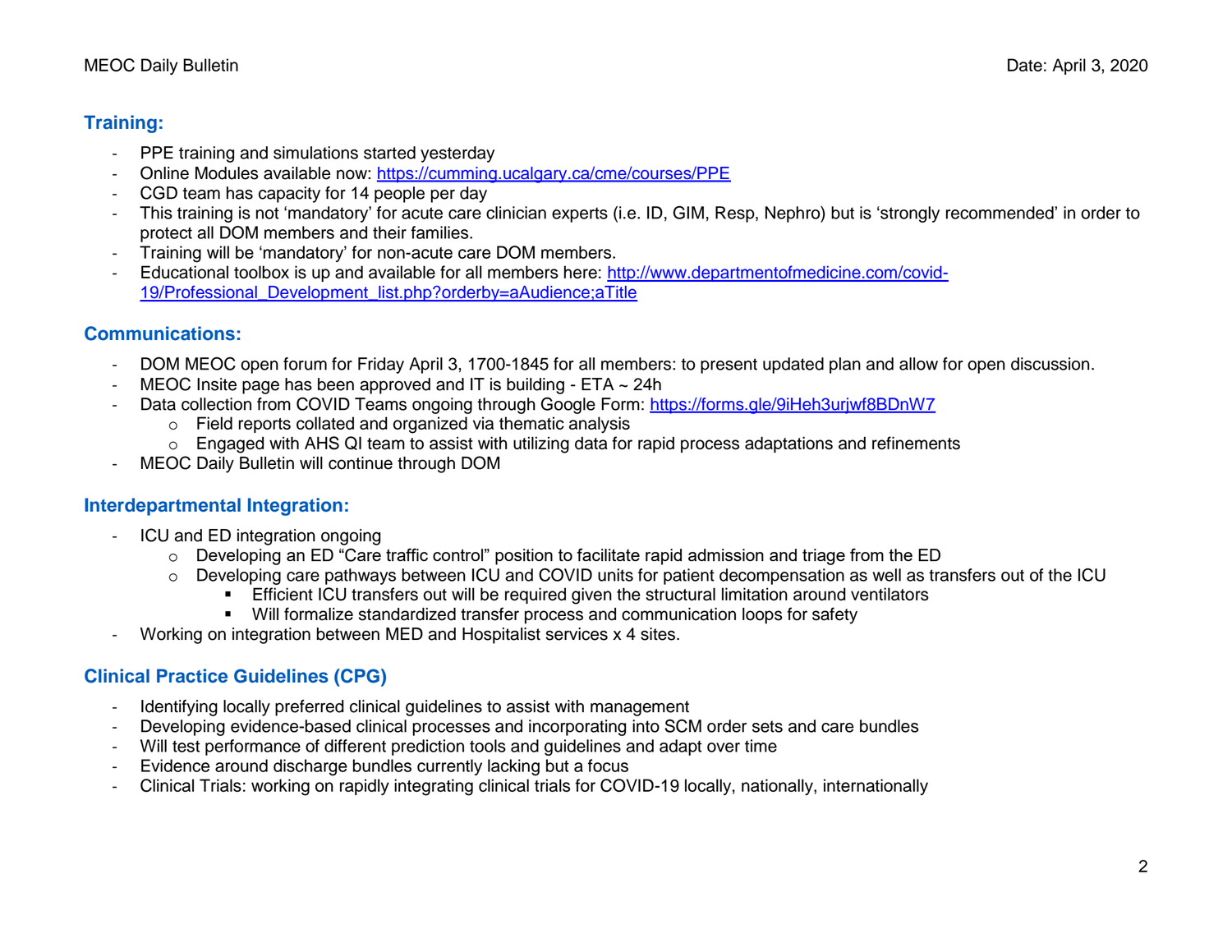## Training:

- PPE training and simulations started yesterday
- Online Modules available now: https://cumming.ucalgary.ca/cme/courses/PPE
- CGD team has capacity for 14 people per day
- This training is not 'mandatory' for acute care clinician experts (i.e. ID, GIM, Resp, Nephro) but is 'strongly recommended' in order to protect all DOM members and their families.
- Training will be 'mandatory' for non-acute care DOM members.
- Educational toolbox is up and available for all members here: http://www.departmentofmedicine.com/covid-19/Professional_Development_list.php?orderby=aAudience;aTitle

## Communications:

- DOM MEOC open forum for Friday April 3, 1700-1845 for all members: to present updated plan and allow for open discussion.
- MEOC Insite page has been approved and IT is building - ETA ~ 24h
- Data collection from COVID Teams ongoing through Google Form: https://forms.gle/9iHeh3urjwf8BDnW7
  - Field reports collated and organized via thematic analysis
  - Engaged with AHS QI team to assist with utilizing data for rapid process adaptations and refinements
- MEOC Daily Bulletin will continue through DOM

## Interdepartmental Integration:

- ICU and ED integration ongoing
  - Developing an ED "Care traffic control" position to facilitate rapid admission and triage from the ED
  - Developing care pathways between ICU and COVID units for patient decompensation as well as transfers out of the ICU
    - Efficient ICU transfers out will be required given the structural limitation around ventilators
    - Will formalize standardized transfer process and communication loops for safety
- Working on integration between MED and Hospitalist services x 4 sites.

## Clinical Practice Guidelines (CPG)

- Identifying locally preferred clinical guidelines to assist with management
- Developing evidence-based clinical processes and incorporating into SCM order sets and care bundles
- Will test performance of different prediction tools and guidelines and adapt over time
- Evidence around discharge bundles currently lacking but a focus
- Clinical Trials: working on rapidly integrating clinical trials for COVID-19 locally, nationally, internationally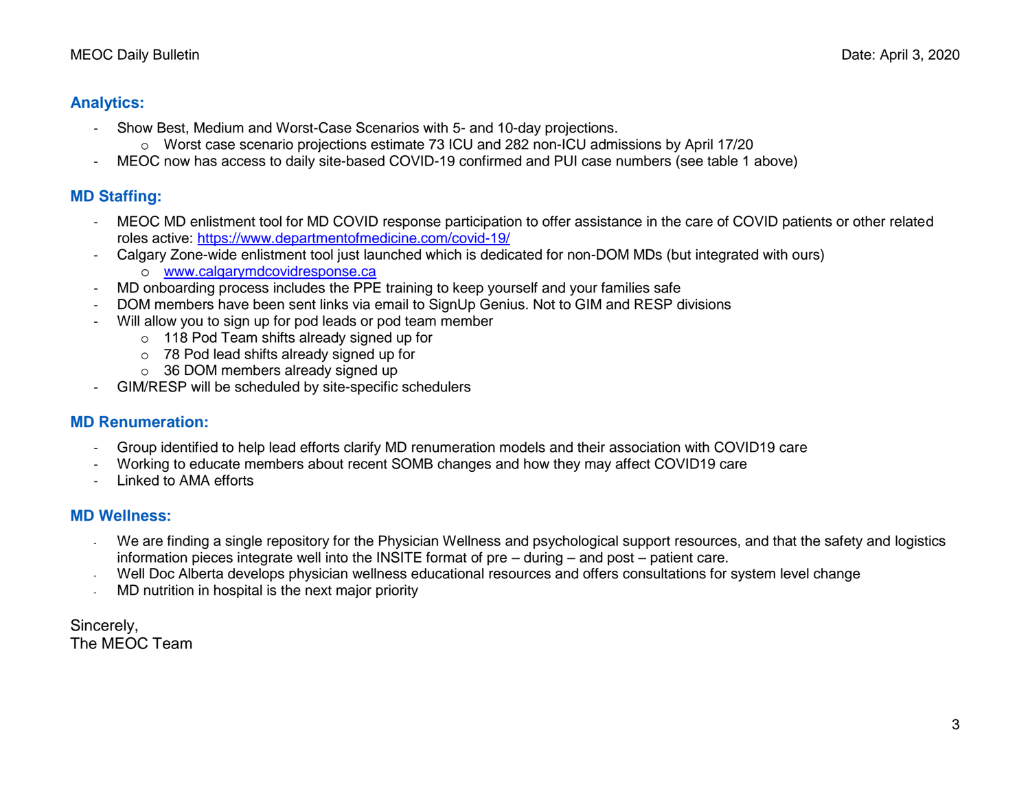## Analytics:

- Show Best, Medium and Worst-Case Scenarios with 5- and 10-day projections.
  - Worst case scenario projections estimate 73 ICU and 282 non-ICU admissions by April 17/20
- MEOC now has access to daily site-based COVID-19 confirmed and PUI case numbers (see table 1 above)

## MD Staffing:

- MEOC MD enlistment tool for MD COVID response participation to offer assistance in the care of COVID patients or other related roles active: https://www.departmentofmedicine.com/covid-19/
- Calgary Zone-wide enlistment tool just launched which is dedicated for non-DOM MDs (but integrated with ours)
  - www.calgarymdcovidresponse.ca
- MD onboarding process includes the PPE training to keep yourself and your families safe
- DOM members have been sent links via email to SignUp Genius. Not to GIM and RESP divisions
- Will allow you to sign up for pod leads or pod team member
  - 118 Pod Team shifts already signed up for
  - 78 Pod lead shifts already signed up for
  - 36 DOM members already signed up
- GIM/RESP will be scheduled by site-specific schedulers

## MD Renumeration:

- Group identified to help lead efforts clarify MD renumeration models and their association with COVID19 care
- Working to educate members about recent SOMB changes and how they may affect COVID19 care
- Linked to AMA efforts

## MD Wellness:

- We are finding a single repository for the Physician Wellness and psychological support resources, and that the safety and logistics information pieces integrate well into the INSITE format of pre – during – and post – patient care.
- Well Doc Alberta develops physician wellness educational resources and offers consultations for system level change
- MD nutrition in hospital is the next major priority

Sincerely,
The MEOC Team